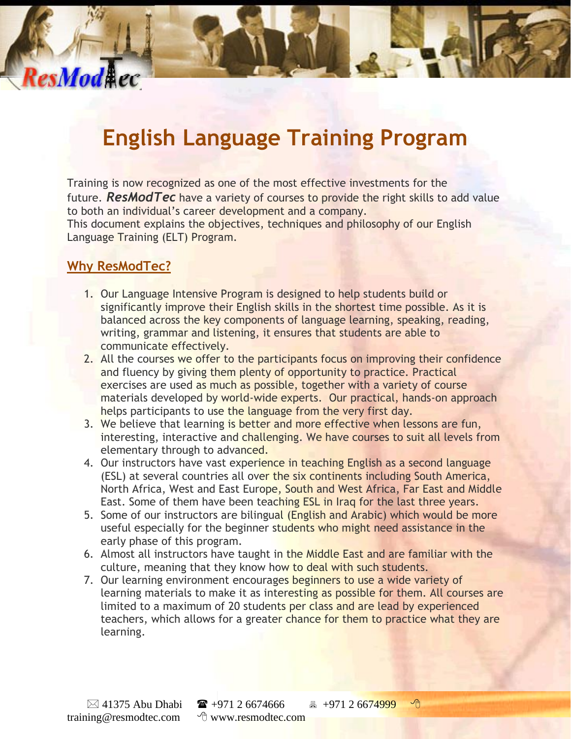# English Language Training Program

Training is now recognized as one of the most effective investments for the future. ***ResModTec*** have a variety of courses to provide the right skills to add value to both an individual's career development and a company.
This document explains the objectives, techniques and philosophy of our English Language Training (ELT) Program.

## Why ResModTec?

1. Our Language Intensive Program is designed to help students build or significantly improve their English skills in the shortest time possible. As it is balanced across the key components of language learning, speaking, reading, writing, grammar and listening, it ensures that students are able to communicate effectively.
2. All the courses we offer to the participants focus on improving their confidence and fluency by giving them plenty of opportunity to practice. Practical exercises are used as much as possible, together with a variety of course materials developed by world-wide experts. Our practical, hands-on approach helps participants to use the language from the very first day.
3. We believe that learning is better and more effective when lessons are fun, interesting, interactive and challenging. We have courses to suit all levels from elementary through to advanced.
4. Our instructors have vast experience in teaching English as a second language (ESL) at several countries all over the six continents including South America, North Africa, West and East Europe, South and West Africa, Far East and Middle East. Some of them have been teaching ESL in Iraq for the last three years.
5. Some of our instructors are bilingual (English and Arabic) which would be more useful especially for the beginner students who might need assistance in the early phase of this program.
6. Almost all instructors have taught in the Middle East and are familiar with the culture, meaning that they know how to deal with such students.
7. Our learning environment encourages beginners to use a wide variety of learning materials to make it as interesting as possible for them. All courses are limited to a maximum of 20 students per class and are lead by experienced teachers, which allows for a greater chance for them to practice what they are learning.

✉ 41375 Abu Dhabi ☎ +971 2 6674666 🖷 +971 2 6674999 training@resmodtec.com www.resmodtec.com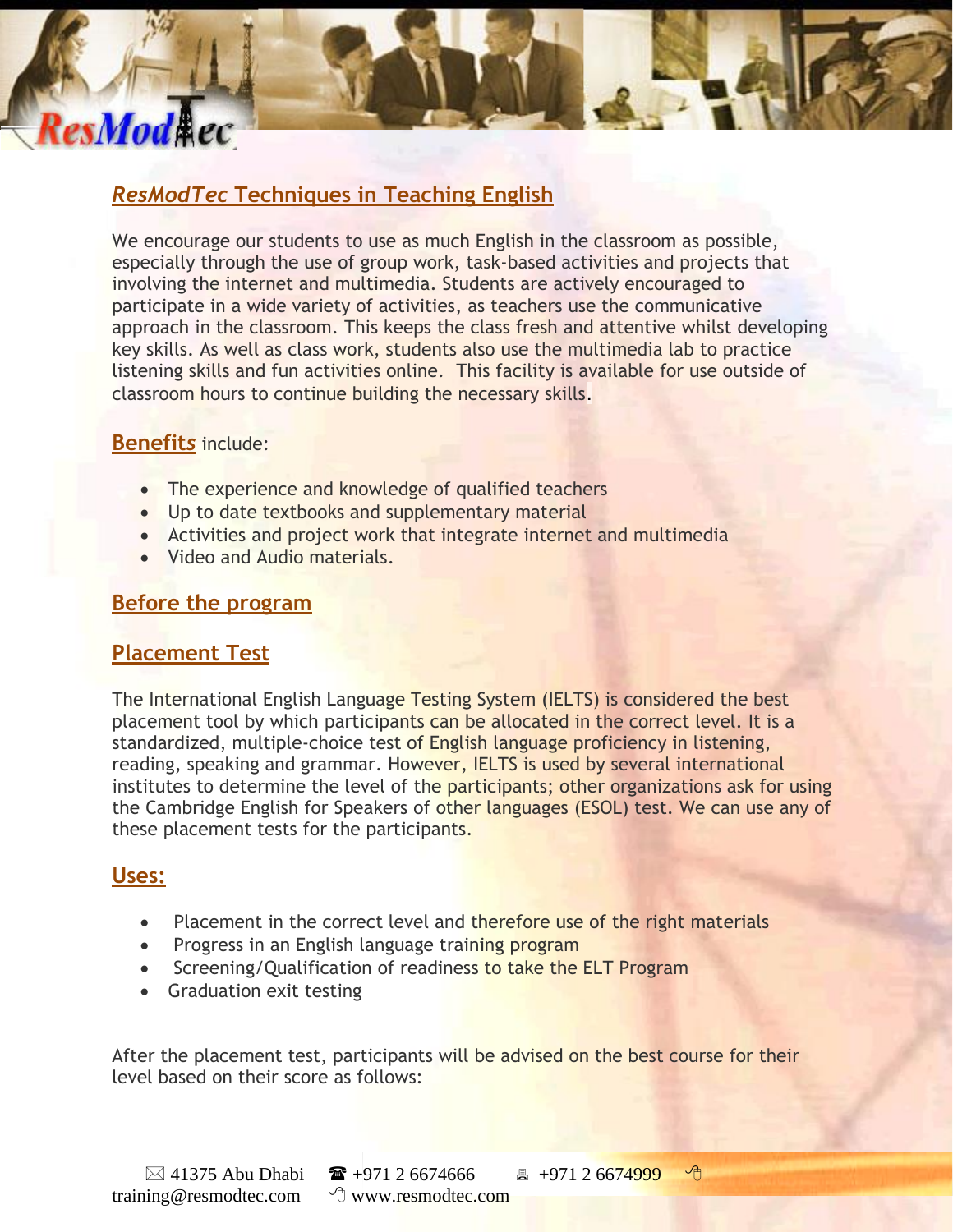## *ResModTec* Techniques in Teaching English

We encourage our students to use as much English in the classroom as possible, especially through the use of group work, task-based activities and projects that involving the internet and multimedia. Students are actively encouraged to participate in a wide variety of activities, as teachers use the communicative approach in the classroom. This keeps the class fresh and attentive whilst developing key skills. As well as class work, students also use the multimedia lab to practice listening skills and fun activities online. This facility is available for use outside of classroom hours to continue building the necessary skills.

**Benefits** include:

- The experience and knowledge of qualified teachers
- Up to date textbooks and supplementary material
- Activities and project work that integrate internet and multimedia
- Video and Audio materials.

## Before the program

## Placement Test

The International English Language Testing System (IELTS) is considered the best placement tool by which participants can be allocated in the correct level. It is a standardized, multiple-choice test of English language proficiency in listening, reading, speaking and grammar. However, IELTS is used by several international institutes to determine the level of the participants; other organizations ask for using the Cambridge English for Speakers of other languages (ESOL) test. We can use any of these placement tests for the participants.

## Uses:

- Placement in the correct level and therefore use of the right materials
- Progress in an English language training program
- Screening/Qualification of readiness to take the ELT Program
- Graduation exit testing

After the placement test, participants will be advised on the best course for their level based on their score as follows: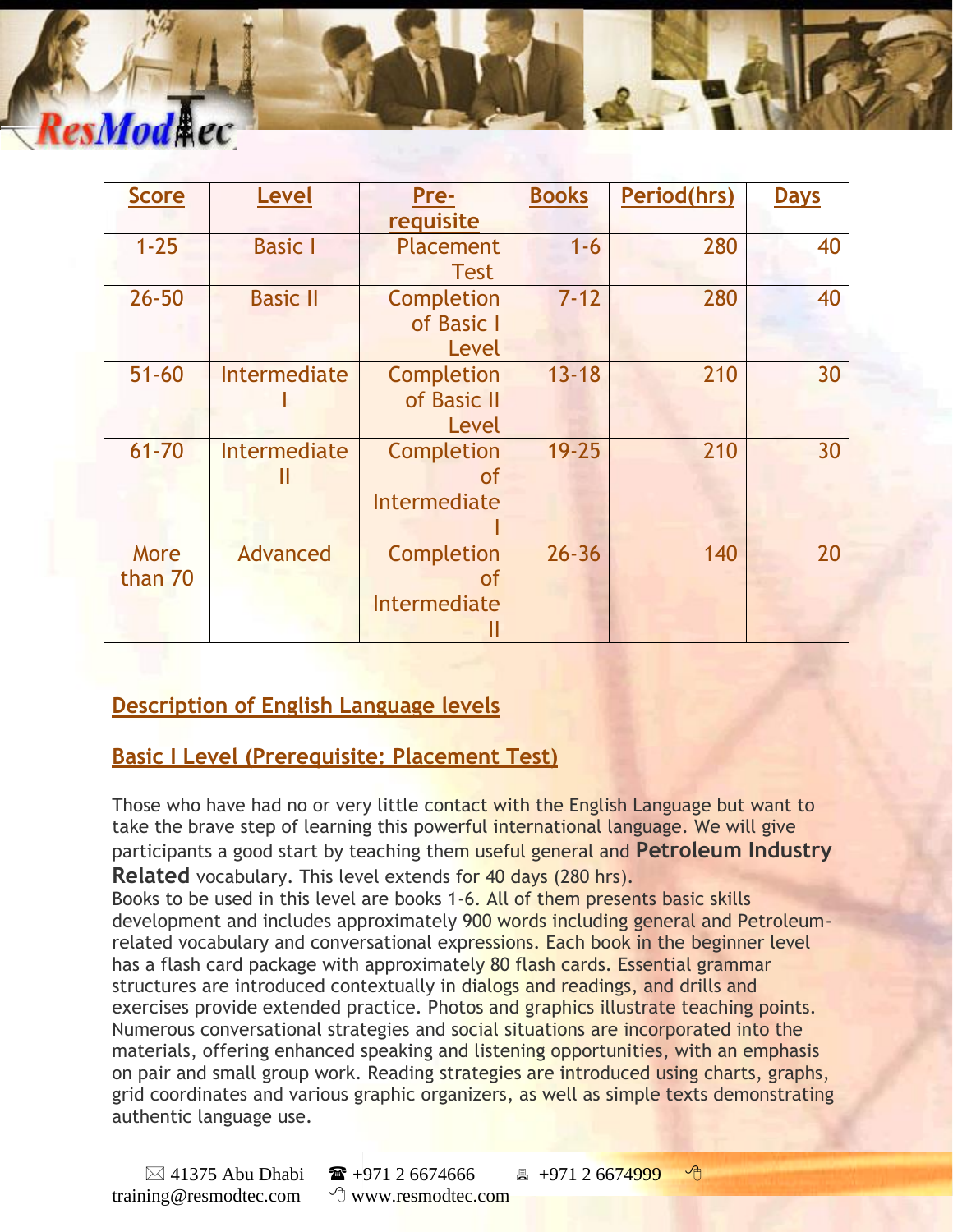| Score | Level | Pre-requisite | Books | Period(hrs) | Days |
|---|---|---|---|---|---|
| 1-25 | Basic I | Placement Test | 1-6 | 280 | 40 |
| 26-50 | Basic II | Completion of Basic I Level | 7-12 | 280 | 40 |
| 51-60 | Intermediate I | Completion of Basic II Level | 13-18 | 210 | 30 |
| 61-70 | Intermediate II | Completion of Intermediate I | 19-25 | 210 | 30 |
| More than 70 | Advanced | Completion of Intermediate II | 26-36 | 140 | 20 |

## Description of English Language levels

### Basic I Level (Prerequisite: Placement Test)

Those who have had no or very little contact with the English Language but want to take the brave step of learning this powerful international language. We will give participants a good start by teaching them useful general and **Petroleum Industry Related** vocabulary. This level extends for 40 days (280 hrs).
Books to be used in this level are books 1-6. All of them presents basic skills development and includes approximately 900 words including general and Petroleum-related vocabulary and conversational expressions. Each book in the beginner level has a flash card package with approximately 80 flash cards. Essential grammar structures are introduced contextually in dialogs and readings, and drills and exercises provide extended practice. Photos and graphics illustrate teaching points. Numerous conversational strategies and social situations are incorporated into the materials, offering enhanced speaking and listening opportunities, with an emphasis on pair and small group work. Reading strategies are introduced using charts, graphs, grid coordinates and various graphic organizers, as well as simple texts demonstrating authentic language use.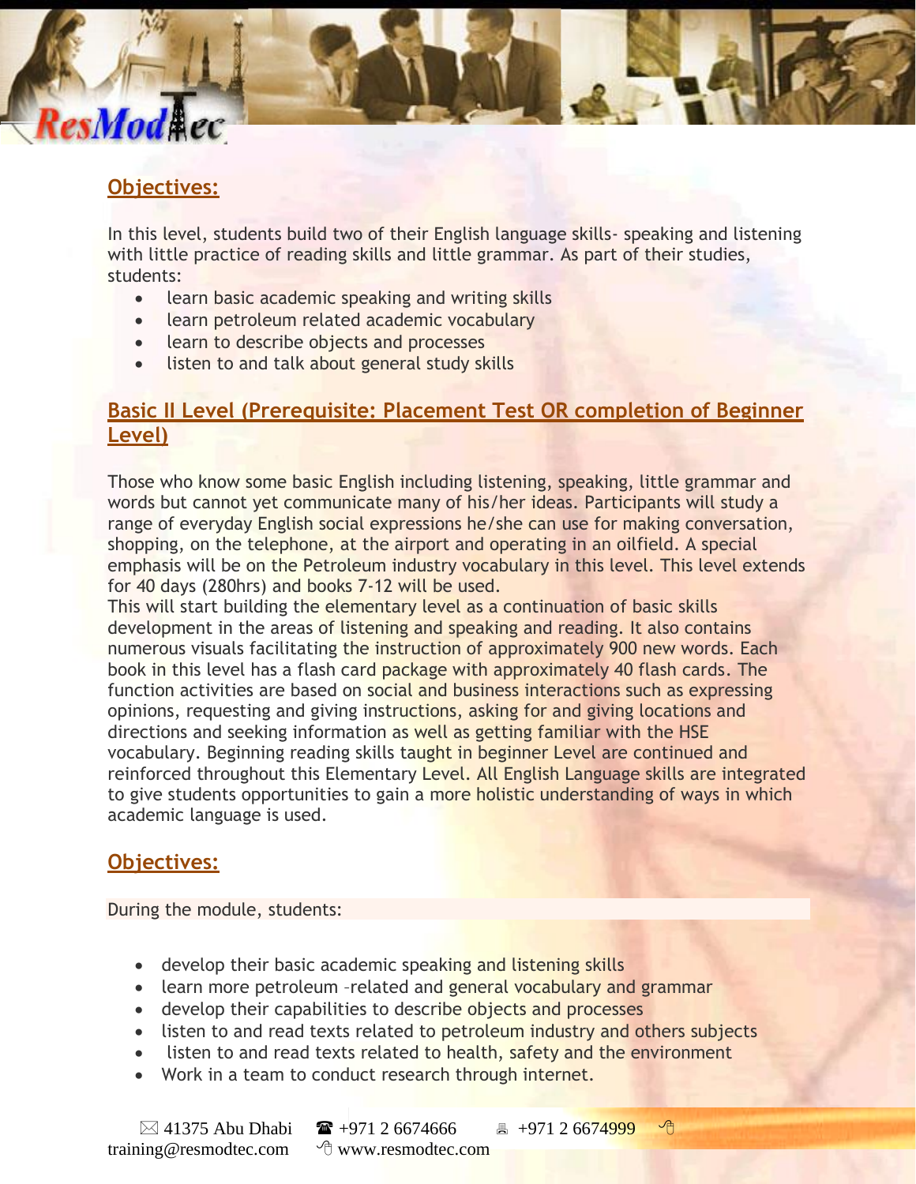## Objectives:

In this level, students build two of their English language skills- speaking and listening with little practice of reading skills and little grammar. As part of their studies, students:

- learn basic academic speaking and writing skills
- learn petroleum related academic vocabulary
- learn to describe objects and processes
- listen to and talk about general study skills

## Basic II Level (Prerequisite: Placement Test OR completion of Beginner Level)

Those who know some basic English including listening, speaking, little grammar and words but cannot yet communicate many of his/her ideas. Participants will study a range of everyday English social expressions he/she can use for making conversation, shopping, on the telephone, at the airport and operating in an oilfield. A special emphasis will be on the Petroleum industry vocabulary in this level. This level extends for 40 days (280hrs) and books 7-12 will be used.
This will start building the elementary level as a continuation of basic skills development in the areas of listening and speaking and reading. It also contains numerous visuals facilitating the instruction of approximately 900 new words. Each book in this level has a flash card package with approximately 40 flash cards. The function activities are based on social and business interactions such as expressing opinions, requesting and giving instructions, asking for and giving locations and directions and seeking information as well as getting familiar with the HSE vocabulary. Beginning reading skills taught in beginner Level are continued and reinforced throughout this Elementary Level. All English Language skills are integrated to give students opportunities to gain a more holistic understanding of ways in which academic language is used.

## Objectives:

During the module, students:

- develop their basic academic speaking and listening skills
- learn more petroleum –related and general vocabulary and grammar
- develop their capabilities to describe objects and processes
- listen to and read texts related to petroleum industry and others subjects
- listen to and read texts related to health, safety and the environment
- Work in a team to conduct research through internet.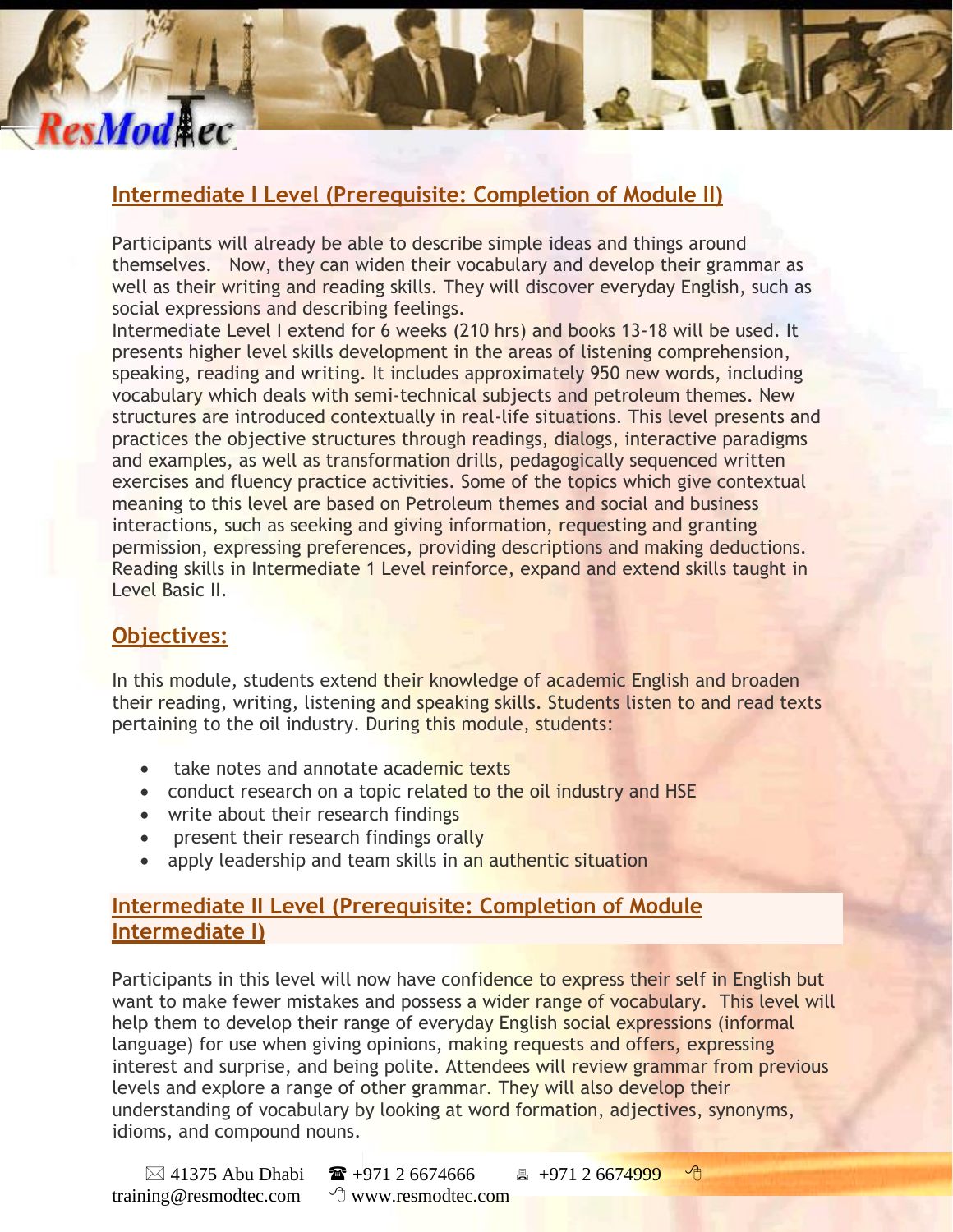## Intermediate I Level (Prerequisite: Completion of Module II)

Participants will already be able to describe simple ideas and things around themselves. Now, they can widen their vocabulary and develop their grammar as well as their writing and reading skills. They will discover everyday English, such as social expressions and describing feelings.
Intermediate Level I extend for 6 weeks (210 hrs) and books 13-18 will be used. It presents higher level skills development in the areas of listening comprehension, speaking, reading and writing. It includes approximately 950 new words, including vocabulary which deals with semi-technical subjects and petroleum themes. New structures are introduced contextually in real-life situations. This level presents and practices the objective structures through readings, dialogs, interactive paradigms and examples, as well as transformation drills, pedagogically sequenced written exercises and fluency practice activities. Some of the topics which give contextual meaning to this level are based on Petroleum themes and social and business interactions, such as seeking and giving information, requesting and granting permission, expressing preferences, providing descriptions and making deductions. Reading skills in Intermediate 1 Level reinforce, expand and extend skills taught in Level Basic II.

## Objectives:

In this module, students extend their knowledge of academic English and broaden their reading, writing, listening and speaking skills. Students listen to and read texts pertaining to the oil industry. During this module, students:

- take notes and annotate academic texts
- conduct research on a topic related to the oil industry and HSE
- write about their research findings
- present their research findings orally
- apply leadership and team skills in an authentic situation

## Intermediate II Level (Prerequisite: Completion of Module Intermediate I)

Participants in this level will now have confidence to express their self in English but want to make fewer mistakes and possess a wider range of vocabulary. This level will help them to develop their range of everyday English social expressions (informal language) for use when giving opinions, making requests and offers, expressing interest and surprise, and being polite. Attendees will review grammar from previous levels and explore a range of other grammar. They will also develop their understanding of vocabulary by looking at word formation, adjectives, synonyms, idioms, and compound nouns.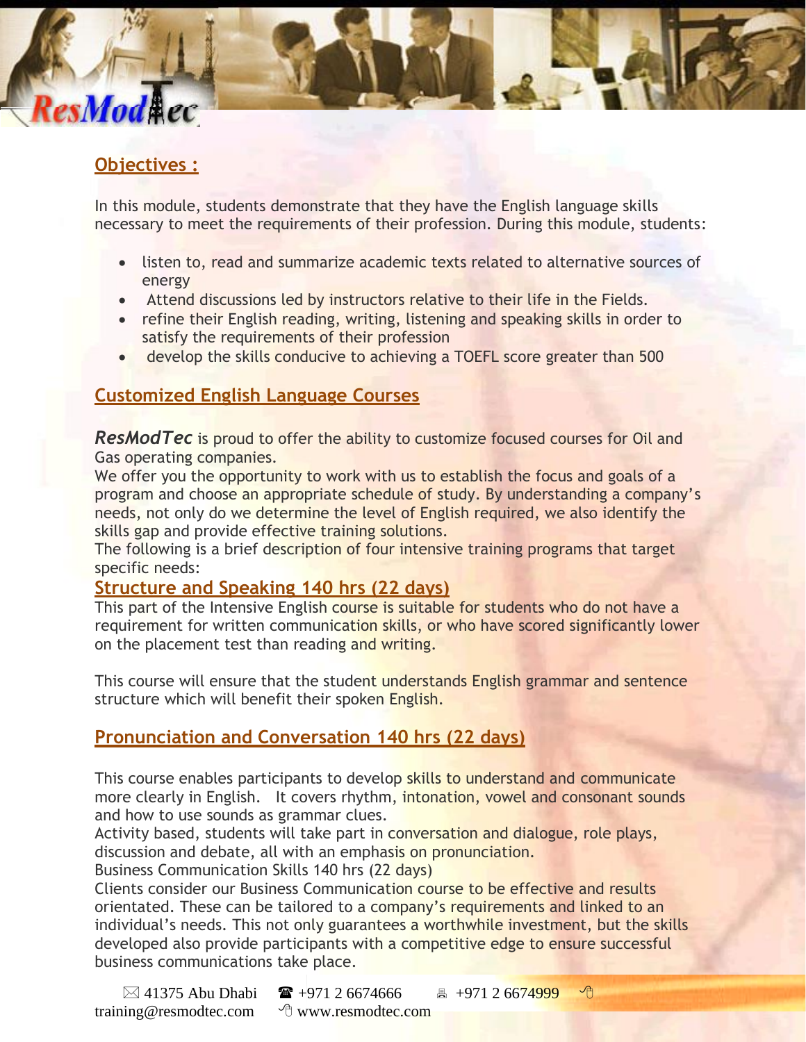## Objectives :

In this module, students demonstrate that they have the English language skills necessary to meet the requirements of their profession. During this module, students:

- listen to, read and summarize academic texts related to alternative sources of energy
- Attend discussions led by instructors relative to their life in the Fields.
- refine their English reading, writing, listening and speaking skills in order to satisfy the requirements of their profession
- develop the skills conducive to achieving a TOEFL score greater than 500

## Customized English Language Courses

***ResModTec*** is proud to offer the ability to customize focused courses for Oil and Gas operating companies.
We offer you the opportunity to work with us to establish the focus and goals of a program and choose an appropriate schedule of study. By understanding a company's needs, not only do we determine the level of English required, we also identify the skills gap and provide effective training solutions.
The following is a brief description of four intensive training programs that target specific needs:

### Structure and Speaking 140 hrs (22 days)

This part of the Intensive English course is suitable for students who do not have a requirement for written communication skills, or who have scored significantly lower on the placement test than reading and writing.

This course will ensure that the student understands English grammar and sentence structure which will benefit their spoken English.

### Pronunciation and Conversation 140 hrs (22 days)

This course enables participants to develop skills to understand and communicate more clearly in English. It covers rhythm, intonation, vowel and consonant sounds and how to use sounds as grammar clues.
Activity based, students will take part in conversation and dialogue, role plays, discussion and debate, all with an emphasis on pronunciation.
Business Communication Skills 140 hrs (22 days)
Clients consider our Business Communication course to be effective and results orientated. These can be tailored to a company's requirements and linked to an individual's needs. This not only guarantees a worthwhile investment, but the skills developed also provide participants with a competitive edge to ensure successful business communications take place.

✉ 41375 Abu Dhabi ☎ +971 2 6674666 🖷 +971 2 6674999 training@resmodtec.com www.resmodtec.com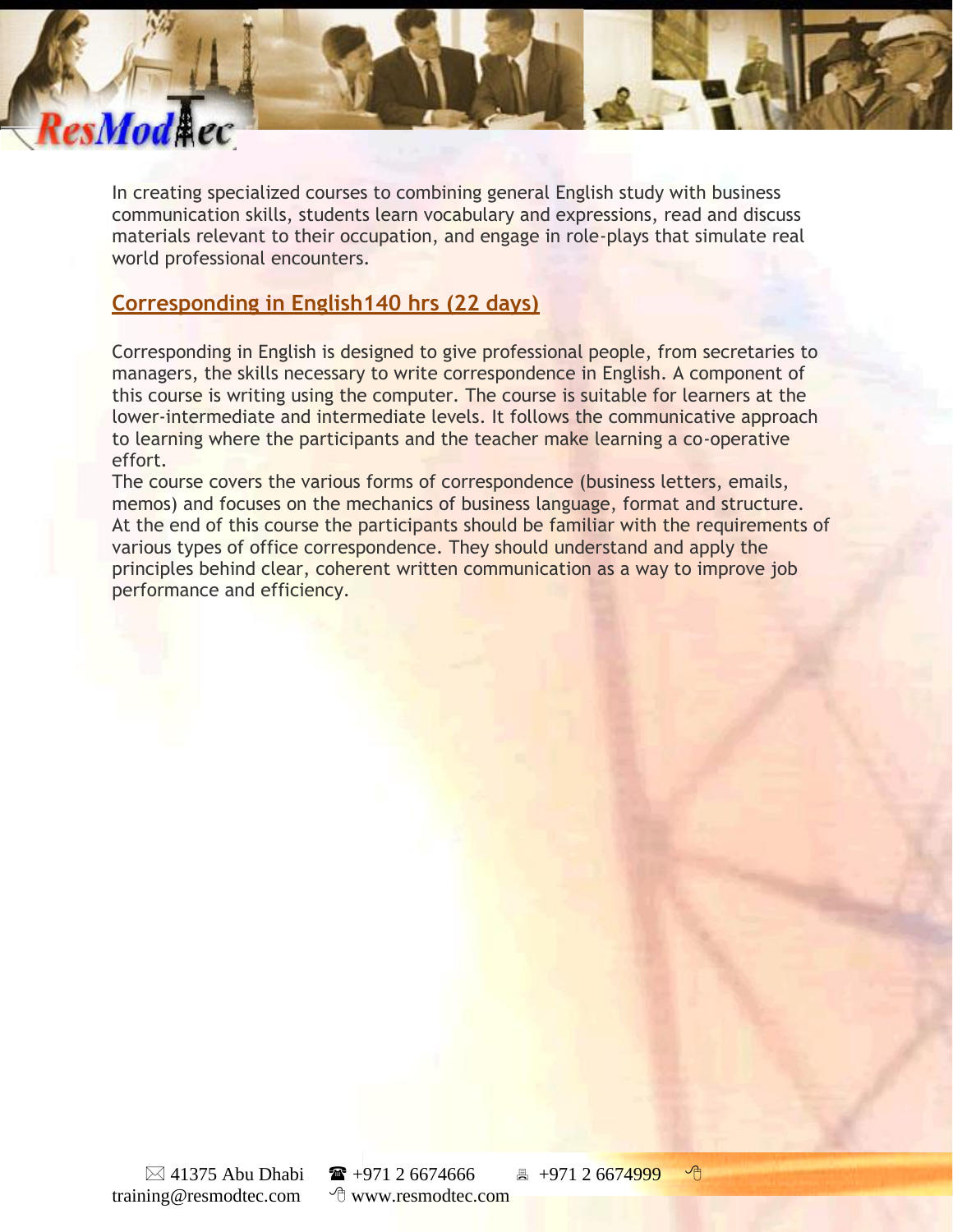In creating specialized courses to combining general English study with business communication skills, students learn vocabulary and expressions, read and discuss materials relevant to their occupation, and engage in role-plays that simulate real world professional encounters.

## Corresponding in English140 hrs (22 days)

Corresponding in English is designed to give professional people, from secretaries to managers, the skills necessary to write correspondence in English. A component of this course is writing using the computer. The course is suitable for learners at the lower-intermediate and intermediate levels. It follows the communicative approach to learning where the participants and the teacher make learning a co-operative effort.

The course covers the various forms of correspondence (business letters, emails, memos) and focuses on the mechanics of business language, format and structure. At the end of this course the participants should be familiar with the requirements of various types of office correspondence. They should understand and apply the principles behind clear, coherent written communication as a way to improve job performance and efficiency.